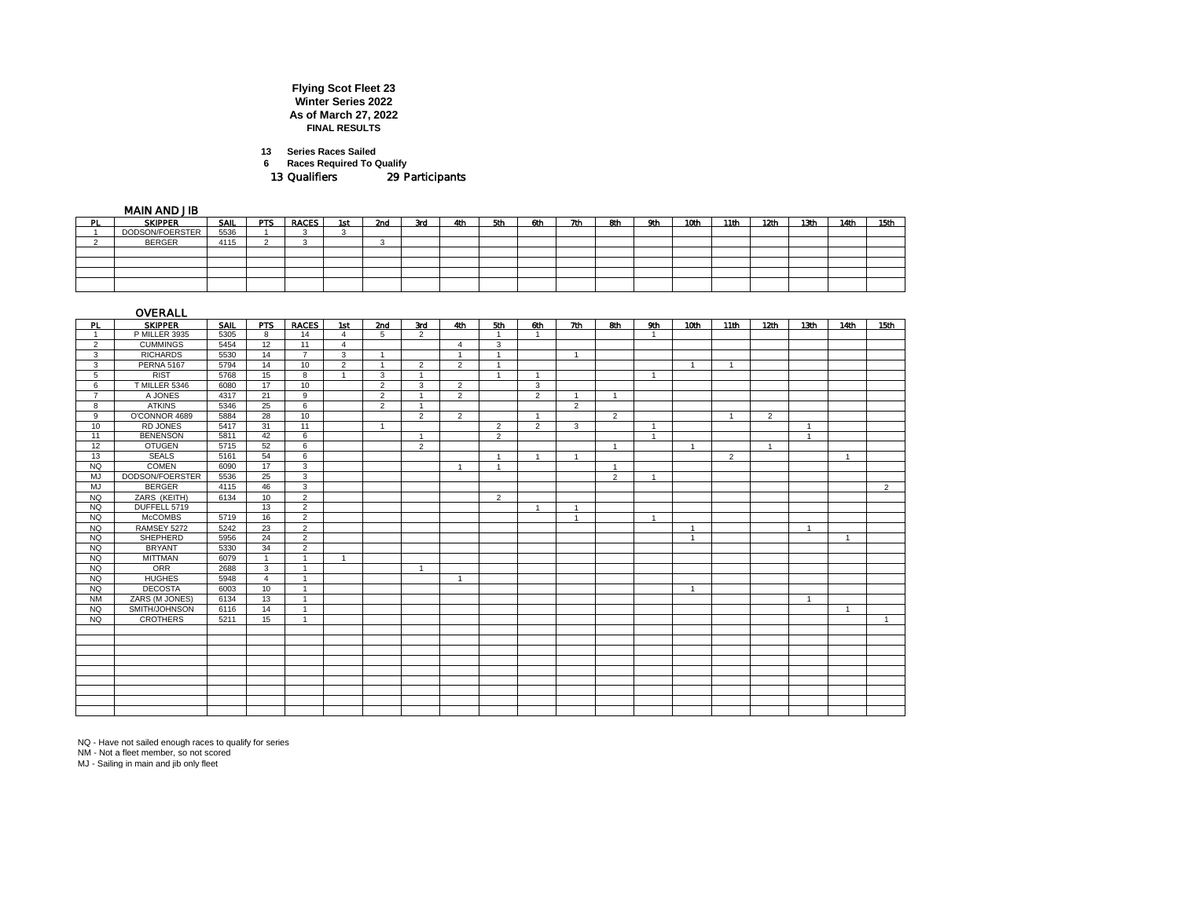**Flying Scot Fleet 23**
**Winter Series 2022**
**As of March 27, 2022**
**FINAL RESULTS**

**13** **Series Races Sailed**
**6** **Races Required To Qualify**
13 Qualifiers 29 Participants

## MAIN AND JIB

| PL | SKIPPER | SAIL | PTS | RACES | 1st | 2nd | 3rd | 4th | 5th | 6th | 7th | 8th | 9th | 10th | 11th | 12th | 13th | 14th | 15th |
|---|---|---|---|---|---|---|---|---|---|---|---|---|---|---|---|---|---|---|---|
| 1 | DODSON/FOERSTER | 5536 | 1 | 3 | 3 | | | | | | | | | | | | | | |
| 2 | BERGER | 4115 | 2 | 3 | | 3 | | | | | | | | | | | | | |

## OVERALL

| PL | SKIPPER | SAIL | PTS | RACES | 1st | 2nd | 3rd | 4th | 5th | 6th | 7th | 8th | 9th | 10th | 11th | 12th | 13th | 14th | 15th |
|---|---|---|---|---|---|---|---|---|---|---|---|---|---|---|---|---|---|---|---|
| 1 | P MILLER 3935 | 5305 | 8 | 14 | 4 | 5 | 2 | | 1 | 1 | | | 1 | | | | | | |
| 2 | CUMMINGS | 5454 | 12 | 11 | 4 | | | 4 | 3 | | | | | | | | | | |
| 3 | RICHARDS | 5530 | 14 | 7 | 3 | 1 | | 1 | 1 | | 1 | | | | | | | | |
| 3 | PERNA 5167 | 5794 | 14 | 10 | 2 | 1 | 2 | 2 | 1 | | | | | 1 | 1 | | | | |
| 5 | RIST | 5768 | 15 | 8 | 1 | 3 | 1 | | 1 | 1 | | | 1 | | | | | | |
| 6 | T MILLER 5346 | 6080 | 17 | 10 | | 2 | 3 | 2 | | 3 | | | | | | | | | |
| 7 | A JONES | 4317 | 21 | 9 | | 2 | 1 | 2 | | 2 | 1 | 1 | | | | | | | |
| 8 | ATKINS | 5346 | 25 | 6 | | 2 | 1 | | | | 2 | | | | | | | | |
| 9 | O'CONNOR 4689 | 5884 | 28 | 10 | | | 2 | 2 | | 1 | | 2 | | | 1 | 2 | | | |
| 10 | RD JONES | 5417 | 31 | 11 | | 1 | | | 2 | 2 | 3 | | 1 | | | | 1 | | |
| 11 | BENENSON | 5811 | 42 | 6 | | | 1 | | 2 | | | | 1 | | | | 1 | | |
| 12 | OTUGEN | 5715 | 52 | 6 | | | 2 | | | | | 1 | | 1 | | 1 | | | |
| 13 | SEALS | 5161 | 54 | 6 | | | | | 1 | 1 | 1 | | | | 2 | | | 1 | |
| NQ | COMEN | 6090 | 17 | 3 | | | | 1 | 1 | | | 1 | | | | | | | |
| MJ | DODSON/FOERSTER | 5536 | 25 | 3 | | | | | | | | 2 | 1 | | | | | | |
| MJ | BERGER | 4115 | 46 | 3 | | | | | | | | | | | | | | | 2 |
| NQ | ZARS (KEITH) | 6134 | 10 | 2 | | | | | 2 | | | | | | | | | | |
| NQ | DUFFELL 5719 | | 13 | 2 | | | | | | 1 | 1 | | | | | | | | |
| NQ | McCOMBS | 5719 | 16 | 2 | | | | | | | 1 | | 1 | | | | | | |
| NQ | RAMSEY 5272 | 5242 | 23 | 2 | | | | | | | | | | 1 | | | 1 | | |
| NQ | SHEPHERD | 5956 | 24 | 2 | | | | | | | | | | 1 | | | | 1 | |
| NQ | BRYANT | 5330 | 34 | 2 | | | | | | | | | | | | | | | |
| NQ | MITTMAN | 6079 | 1 | 1 | 1 | | | | | | | | | | | | | | |
| NQ | ORR | 2688 | 3 | 1 | | | 1 | | | | | | | | | | | | |
| NQ | HUGHES | 5948 | 4 | 1 | | | | 1 | | | | | | | | | | | |
| NQ | DECOSTA | 6003 | 10 | 1 | | | | | | | | | | 1 | | | | | |
| NM | ZARS (M JONES) | 6134 | 13 | 1 | | | | | | | | | | | | | 1 | | |
| NQ | SMITH/JOHNSON | 6116 | 14 | 1 | | | | | | | | | | | | | | 1 | |
| NQ | CROTHERS | 5211 | 15 | 1 | | | | | | | | | | | | | | | 1 |

NQ - Have not sailed enough races to qualify for series
NM - Not a fleet member, so not scored
MJ - Sailing in main and jib only fleet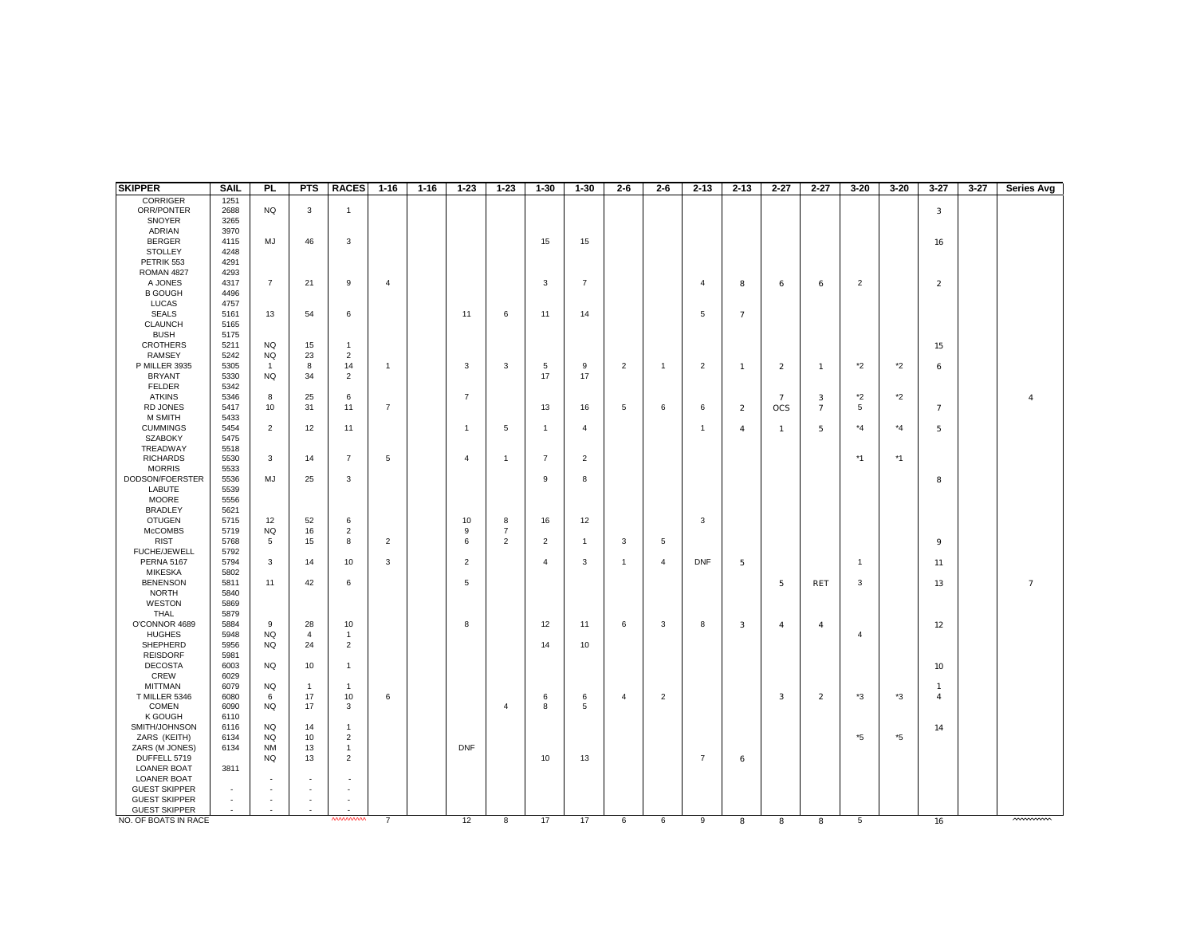| SKIPPER | SAIL | PL | PTS | RACES | 1-16 | 1-16 | 1-23 | 1-23 | 1-30 | 1-30 | 2-6 | 2-6 | 2-13 | 2-13 | 2-27 | 2-27 | 3-20 | 3-20 | 3-27 | 3-27 | Series Avg |
|---|---|---|---|---|---|---|---|---|---|---|---|---|---|---|---|---|---|---|---|---|---|
| CORRIGER | 1251 | | | | | | | | | | | | | | | | | | | | |
| ORR/PONTER | 2688 | NQ | 3 | 1 | | | | | | | | | | | | | | | 3 | | |
| SNOYER | 3265 | | | | | | | | | | | | | | | | | | | | |
| ADRIAN | 3970 | | | | | | | | | | | | | | | | | | | | |
| BERGER | 4115 | MJ | 46 | 3 | | | | | 15 | 15 | | | | | | | | | 16 | | |
| STOLLEY | 4248 | | | | | | | | | | | | | | | | | | | | |
| PETRIK 553 | 4291 | | | | | | | | | | | | | | | | | | | | |
| ROMAN 4827 | 4293 | | | | | | | | | | | | | | | | | | | | |
| A JONES | 4317 | 7 | 21 | 9 | 4 | | | | 3 | 7 | | | 4 | 8 | 6 | 6 | 2 | | 2 | | |
| B GOUGH | 4496 | | | | | | | | | | | | | | | | | | | | |
| LUCAS | 4757 | | | | | | | | | | | | | | | | | | | | |
| SEALS | 5161 | 13 | 54 | 6 | | | 11 | 6 | 11 | 14 | | | 5 | 7 | | | | | | | |
| CLAUNCH | 5165 | | | | | | | | | | | | | | | | | | | | |
| BUSH | 5175 | | | | | | | | | | | | | | | | | | | | |
| CROTHERS | 5211 | NQ | 15 | 1 | | | | | | | | | | | | | | | 15 | | |
| RAMSEY | 5242 | NQ | 23 | 2 | | | | | | | | | | | | | | | | | |
| P MILLER 3935 | 5305 | 1 | 8 | 14 | 1 | | 3 | 3 | 5 | 9 | 2 | 1 | 2 | 1 | 2 | 1 | *2 | *2 | 6 | | |
| BRYANT | 5330 | NQ | 34 | 2 | | | | | 17 | 17 | | | | | | | | | | | |
| FELDER | 5342 | | | | | | | | | | | | | | | | | | | | |
| ATKINS | 5346 | 8 | 25 | 6 | | | 7 | | | | | | | | 7 | 3 | *2 | *2 | | | 4 |
| RD JONES | 5417 | 10 | 31 | 11 | 7 | | | | 13 | 16 | 5 | 6 | 6 | 2 | OCS | 7 | 5 | | 7 | | |
| M SMITH | 5433 | | | | | | | | | | | | | | | | | | | | |
| CUMMINGS | 5454 | 2 | 12 | 11 | | | 1 | 5 | 1 | 4 | | | 1 | 4 | 1 | 5 | *4 | *4 | 5 | | |
| SZABOKY | 5475 | | | | | | | | | | | | | | | | | | | | |
| TREADWAY | 5518 | | | | | | | | | | | | | | | | | | | | |
| RICHARDS | 5530 | 3 | 14 | 7 | 5 | | 4 | 1 | 7 | 2 | | | | | | | *1 | *1 | | | |
| MORRIS | 5533 | | | | | | | | | | | | | | | | | | | | |
| DODSON/FOERSTER | 5536 | MJ | 25 | 3 | | | | | 9 | 8 | | | | | | | | | 8 | | |
| LABUTE | 5539 | | | | | | | | | | | | | | | | | | | | |
| MOORE | 5556 | | | | | | | | | | | | | | | | | | | | |
| BRADLEY | 5621 | | | | | | | | | | | | | | | | | | | | |
| OTUGEN | 5715 | 12 | 52 | 6 | | | 10 | 8 | 16 | 12 | | | 3 | | | | | | | | |
| McCOMBS | 5719 | NQ | 16 | 2 | | | 9 | 7 | | | | | | | | | | | | | |
| RIST | 5768 | 5 | 15 | 8 | 2 | | 6 | 2 | 2 | 1 | 3 | 5 | | | | | | | 9 | | |
| FUCHE/JEWELL | 5792 | | | | | | | | | | | | | | | | | | | | |
| PERNA 5167 | 5794 | 3 | 14 | 10 | 3 | | 2 | | 4 | 3 | 1 | 4 | DNF | 5 | | | 1 | | 11 | | |
| MIKESKA | 5802 | | | | | | | | | | | | | | | | | | | | |
| BENENSON | 5811 | 11 | 42 | 6 | | | 5 | | | | | | | | 5 | RET | 3 | | 13 | | 7 |
| NORTH | 5840 | | | | | | | | | | | | | | | | | | | | |
| WESTON | 5869 | | | | | | | | | | | | | | | | | | | | |
| THAL | 5879 | | | | | | | | | | | | | | | | | | | | |
| O'CONNOR 4689 | 5884 | 9 | 28 | 10 | | | 8 | | 12 | 11 | 6 | 3 | 8 | 3 | 4 | 4 | | | 12 | | |
| HUGHES | 5948 | NQ | 4 | 1 | | | | | | | | | | | | | 4 | | | | |
| SHEPHERD | 5956 | NQ | 24 | 2 | | | | | 14 | 10 | | | | | | | | | | | |
| REISDORF | 5981 | | | | | | | | | | | | | | | | | | | | |
| DECOSTA | 6003 | NQ | 10 | 1 | | | | | | | | | | | | | | | 10 | | |
| CREW | 6029 | | | | | | | | | | | | | | | | | | | | |
| MITTMAN | 6079 | NQ | 1 | 1 | | | | | | | | | | | | | | | 1 | | |
| T MILLER 5346 | 6080 | 6 | 17 | 10 | 6 | | | | 6 | 6 | 4 | 2 | | | 3 | 2 | *3 | *3 | 4 | | |
| COMEN | 6090 | NQ | 17 | 3 | | | | 4 | 8 | 5 | | | | | | | | | | | |
| K GOUGH | 6110 | | | | | | | | | | | | | | | | | | | | |
| SMITH/JOHNSON | 6116 | NQ | 14 | 1 | | | | | | | | | | | | | | | 14 | | |
| ZARS (KEITH) | 6134 | NQ | 10 | 2 | | | | | | | | | | | | | *5 | *5 | | | |
| ZARS (M JONES) | 6134 | NM | 13 | 1 | | | DNF | | | | | | | | | | | | | | |
| DUFFELL 5719 | | NQ | 13 | 2 | | | | | 10 | 13 | | | 7 | 6 | | | | | | | |
| LOANER BOAT | 3811 | | | | | | | | | | | | | | | | | | | | |
| LOANER BOAT | | - | - | - | | | | | | | | | | | | | | | | | |
| GUEST SKIPPER | - | - | - | - | | | | | | | | | | | | | | | | | |
| GUEST SKIPPER | - | - | - | - | | | | | | | | | | | | | | | | | |
| GUEST SKIPPER | - | - | - | - | | | | | | | | | | | | | | | | | |
| NO. OF BOATS IN RACE | | | | ~~~~~~~ | 7 | | 12 | 8 | 17 | 17 | 6 | 6 | 9 | 8 | 8 | 8 | 5 | | 16 | | ~~~~~~~ |